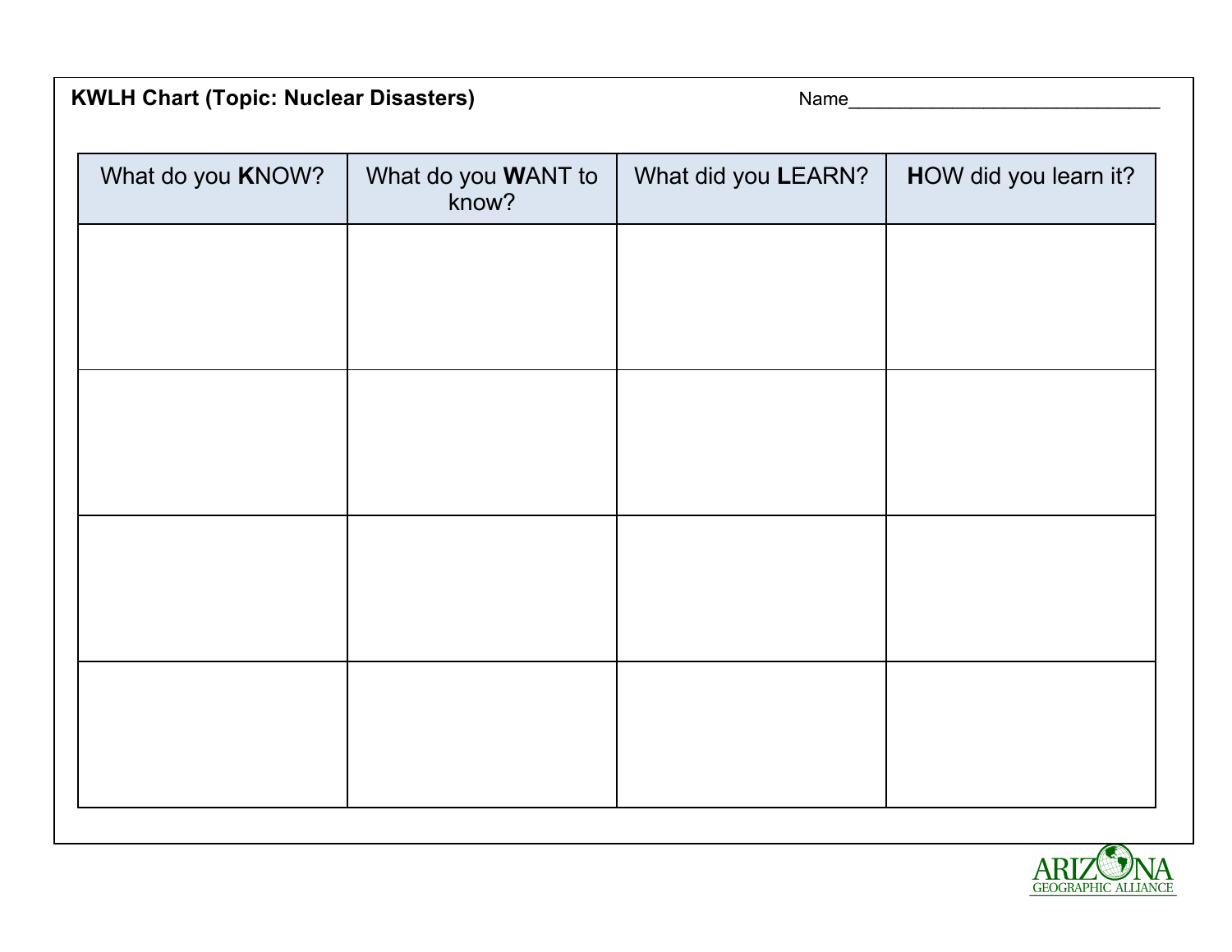**KWLH Chart (Topic: Nuclear Disasters)**

Name________________________________

| What do you **K**NOW? | What do you **W**ANT to know? | What did you **L**EARN? | **H**OW did you learn it? |
|---|---|---|---|
| | | | |
| | | | |
| | | | |
| | | | |

ARIZONA GEOGRAPHIC ALLIANCE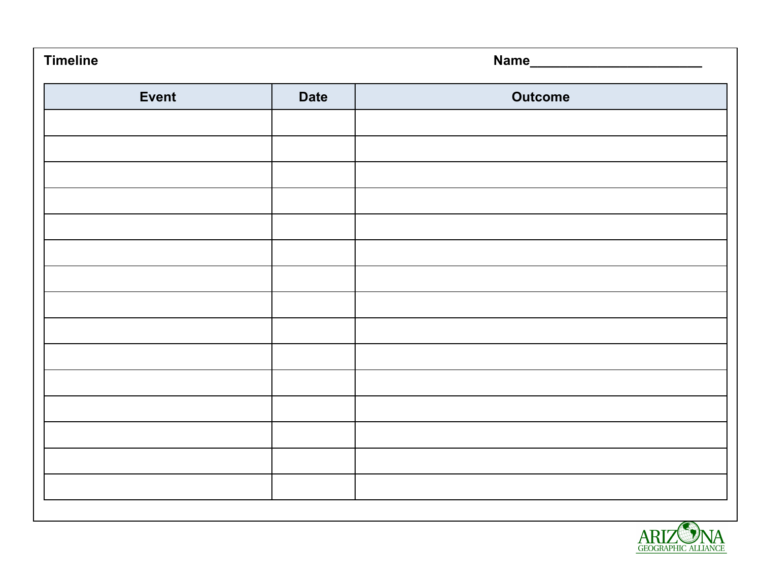**Timeline** Name________________________

| Event | Date | Outcome |
|---|---|---|
| | | |
| | | |
| | | |
| | | |
| | | |
| | | |
| | | |
| | | |
| | | |
| | | |
| | | |
| | | |
| | | |
| | | |
| | | |

ARIZONA GEOGRAPHIC ALLIANCE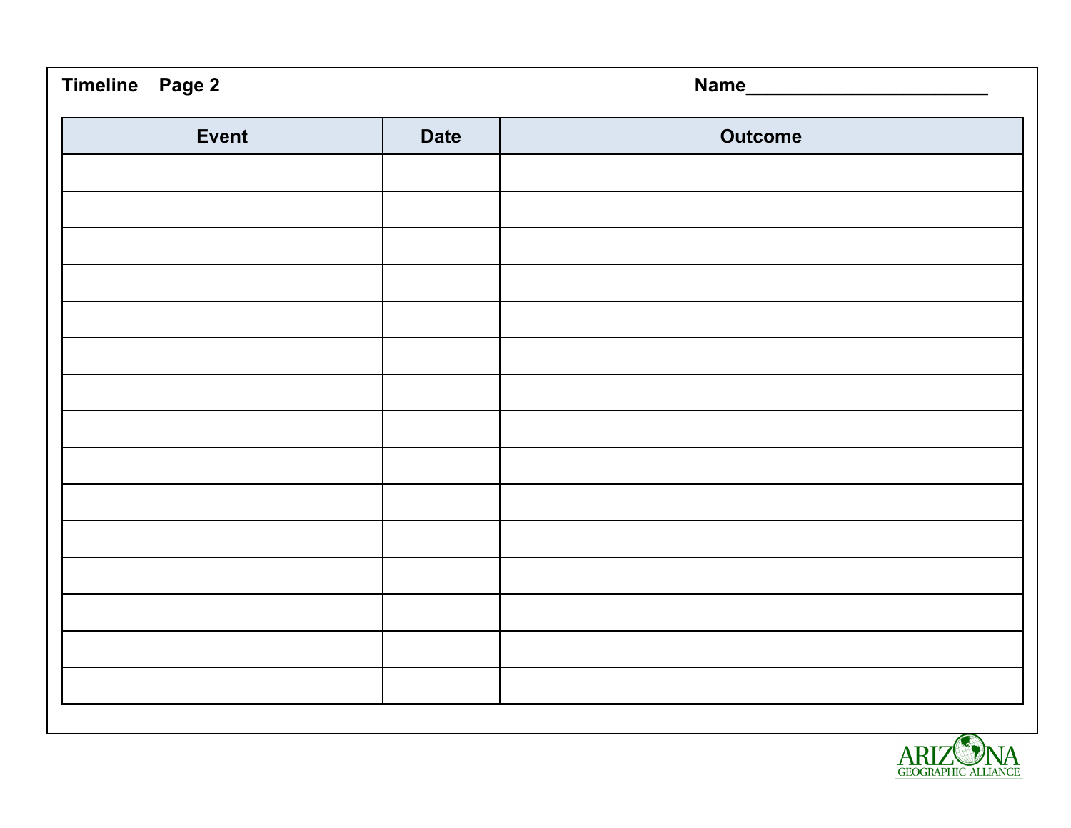**Timeline Page 2** **Name________________________**

| Event | Date | Outcome |
| --- | --- | --- |
| | | |
| | | |
| | | |
| | | |
| | | |
| | | |
| | | |
| | | |
| | | |
| | | |
| | | |
| | | |
| | | |
| | | |
| | | |

ARIZONA GEOGRAPHIC ALLIANCE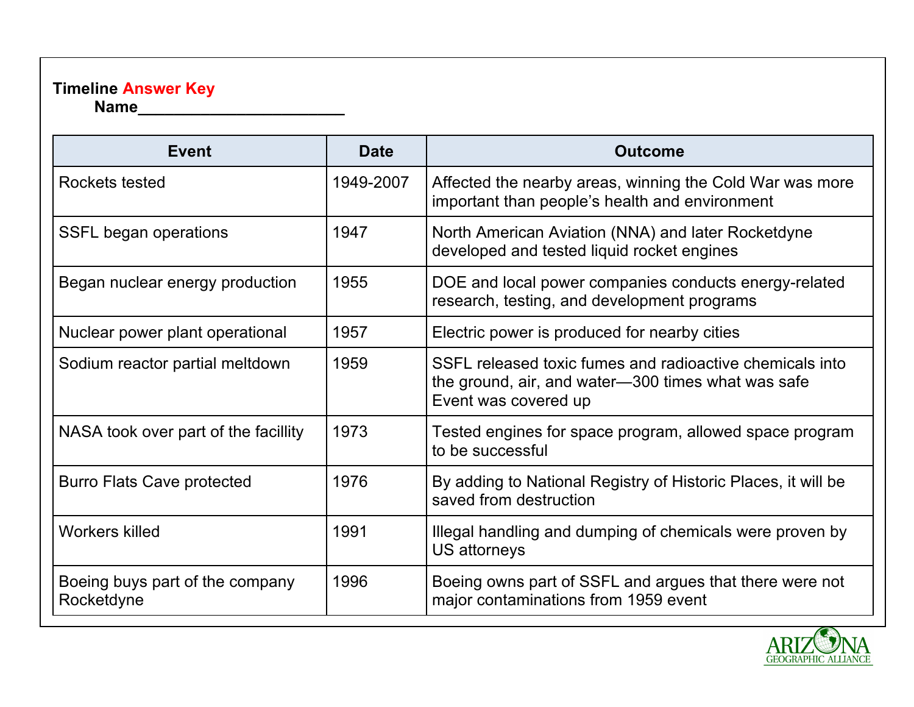**Timeline Answer Key**

**Name______________________**

| Event | Date | Outcome |
|---|---|---|
| Rockets tested | 1949-2007 | Affected the nearby areas, winning the Cold War was more important than people's health and environment |
| SSFL began operations | 1947 | North American Aviation (NNA) and later Rocketdyne developed and tested liquid rocket engines |
| Began nuclear energy production | 1955 | DOE and local power companies conducts energy-related research, testing, and development programs |
| Nuclear power plant operational | 1957 | Electric power is produced for nearby cities |
| Sodium reactor partial meltdown | 1959 | SSFL released toxic fumes and radioactive chemicals into the ground, air, and water—300 times what was safe Event was covered up |
| NASA took over part of the facillity | 1973 | Tested engines for space program, allowed space program to be successful |
| Burro Flats Cave protected | 1976 | By adding to National Registry of Historic Places, it will be saved from destruction |
| Workers killed | 1991 | Illegal handling and dumping of chemicals were proven by US attorneys |
| Boeing buys part of the company Rocketdyne | 1996 | Boeing owns part of SSFL and argues that there were not major contaminations from 1959 event |

ARIZONA GEOGRAPHIC ALLIANCE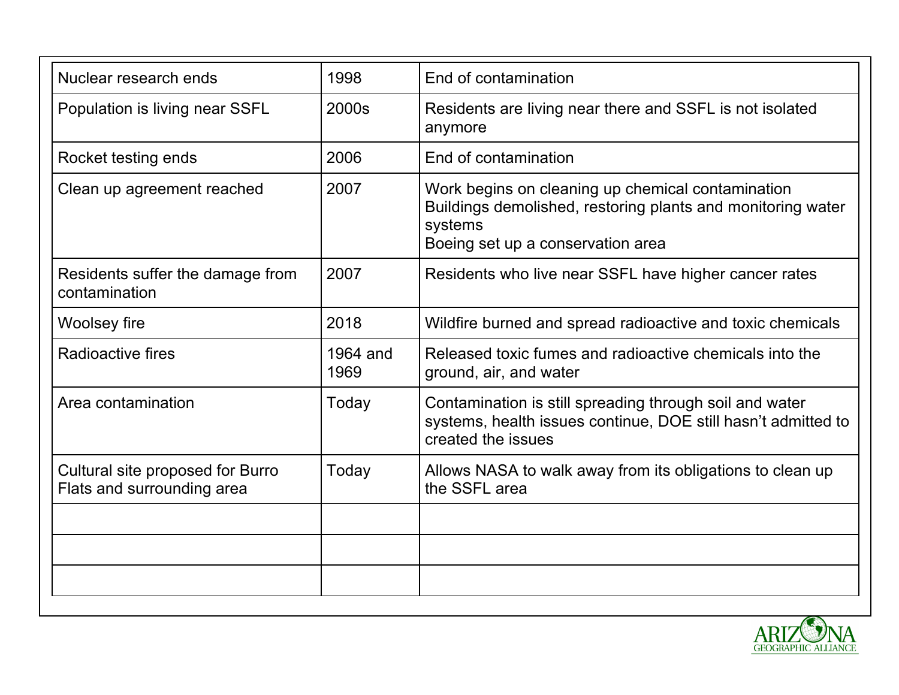| | | |
|---|---|---|
| Nuclear research ends | 1998 | End of contamination |
| Population is living near SSFL | 2000s | Residents are living near there and SSFL is not isolated anymore |
| Rocket testing ends | 2006 | End of contamination |
| Clean up agreement reached | 2007 | Work begins on cleaning up chemical contamination<br>Buildings demolished, restoring plants and monitoring water systems<br>Boeing set up a conservation area |
| Residents suffer the damage from contamination | 2007 | Residents who live near SSFL have higher cancer rates |
| Woolsey fire | 2018 | Wildfire burned and spread radioactive and toxic chemicals |
| Radioactive fires | 1964 and 1969 | Released toxic fumes and radioactive chemicals into the ground, air, and water |
| Area contamination | Today | Contamination is still spreading through soil and water systems, health issues continue, DOE still hasn't admitted to created the issues |
| Cultural site proposed for Burro Flats and surrounding area | Today | Allows NASA to walk away from its obligations to clean up the SSFL area |
| | | |
| | | |
| | | |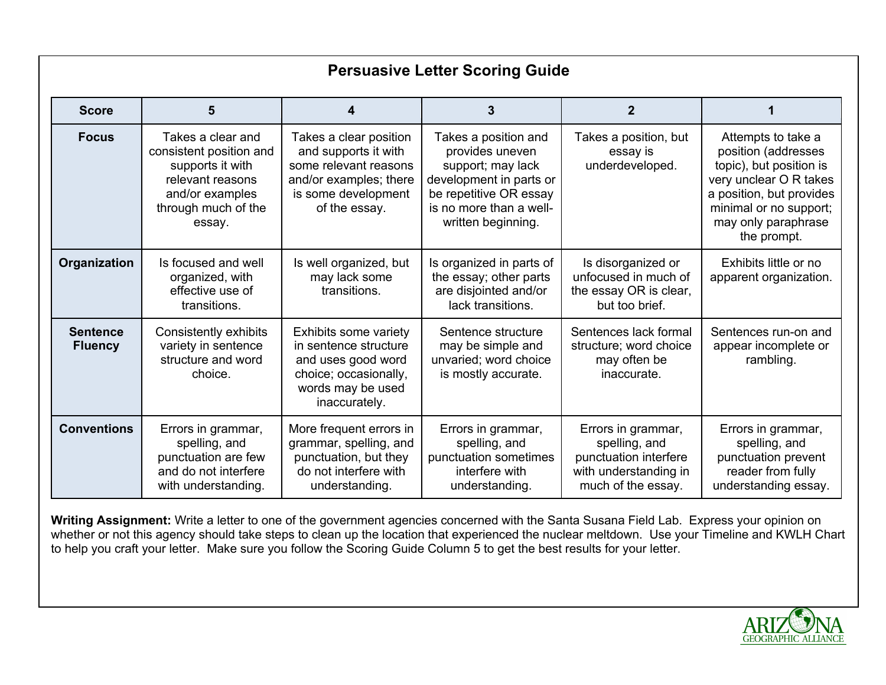## Persuasive Letter Scoring Guide

| Score | 5 | 4 | 3 | 2 | 1 |
| --- | --- | --- | --- | --- | --- |
| **Focus** | Takes a clear and consistent position and supports it with relevant reasons and/or examples through much of the essay. | Takes a clear position and supports it with some relevant reasons and/or examples; there is some development of the essay. | Takes a position and provides uneven support; may lack development in parts or be repetitive OR essay is no more than a well-written beginning. | Takes a position, but essay is underdeveloped. | Attempts to take a position (addresses topic), but position is very unclear O R takes a position, but provides minimal or no support; may only paraphrase the prompt. |
| **Organization** | Is focused and well organized, with effective use of transitions. | Is well organized, but may lack some transitions. | Is organized in parts of the essay; other parts are disjointed and/or lack transitions. | Is disorganized or unfocused in much of the essay OR is clear, but too brief. | Exhibits little or no apparent organization. |
| **Sentence Fluency** | Consistently exhibits variety in sentence structure and word choice. | Exhibits some variety in sentence structure and uses good word choice; occasionally, words may be used inaccurately. | Sentence structure may be simple and unvaried; word choice is mostly accurate. | Sentences lack formal structure; word choice may often be inaccurate. | Sentences run-on and appear incomplete or rambling. |
| **Conventions** | Errors in grammar, spelling, and punctuation are few and do not interfere with understanding. | More frequent errors in grammar, spelling, and punctuation, but they do not interfere with understanding. | Errors in grammar, spelling, and punctuation sometimes interfere with understanding. | Errors in grammar, spelling, and punctuation interfere with understanding in much of the essay. | Errors in grammar, spelling, and punctuation prevent reader from fully understanding essay. |

**Writing Assignment:** Write a letter to one of the government agencies concerned with the Santa Susana Field Lab. Express your opinion on whether or not this agency should take steps to clean up the location that experienced the nuclear meltdown. Use your Timeline and KWLH Chart to help you craft your letter. Make sure you follow the Scoring Guide Column 5 to get the best results for your letter.

ARIZONA GEOGRAPHIC ALLIANCE